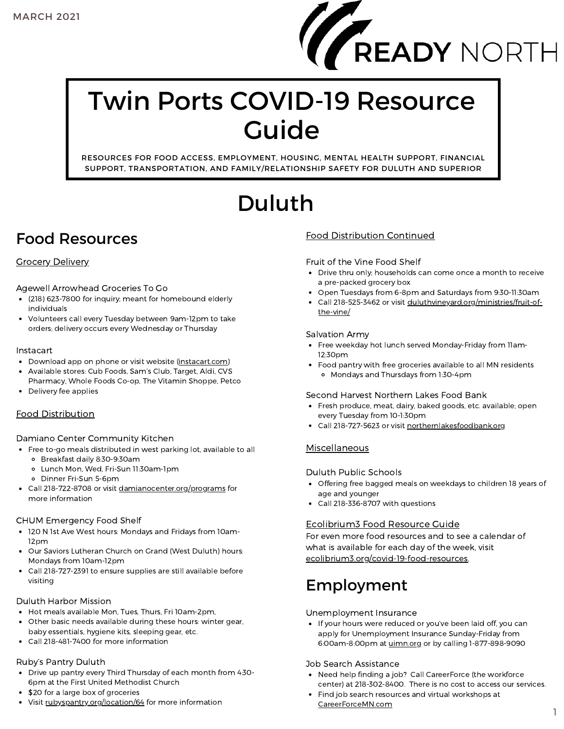MARCH 2021

READY NORTH

# Twin Ports COVID-19 Resource Guide

RESOURCES FOR FOOD ACCESS, EMPLOYMENT, HOUSING, MENTAL HEALTH SUPPORT, FINANCIAL SUPPORT, TRANSPORTATION, AND FAMILY/RELATIONSHIP SAFETY FOR DULUTH AND SUPERIOR

# Duluth

## Food Resources

### Grocery Delivery

#### Agewell Arrowhead Groceries To Go

- (218) 623-7800 for inquiry; meant for homebound elderly individuals
- Volunteers call every Tuesday between 9am-12pm to take orders; delivery occurs every Wednesday or Thursday

#### Instacart

- Download app on phone or visit website (instacart.com)
- Available stores: Cub Foods, Sam's Club, Target, Aldi, CVS Pharmacy, Whole Foods Co-op, The Vitamin Shoppe, Petco
- Delivery fee applies

### Food Distribution

#### Damiano Center Community Kitchen

- Free to-go meals distributed in west parking lot, available to all
  - Breakfast daily 8:30-9:30am
  - Lunch Mon, Wed, Fri-Sun 11:30am-1pm
  - Dinner Fri-Sun 5-6pm
- Call 218-722-8708 or visit damianocenter.org/programs for more information

#### CHUM Emergency Food Shelf

- 120 N 1st Ave West hours: Mondays and Fridays from 10am-12pm
- Our Saviors Lutheran Church on Grand (West Duluth) hours: Mondays from 10am-12pm
- Call 218-727-2391 to ensure supplies are still available before visiting

#### Duluth Harbor Mission

- Hot meals available Mon, Tues, Thurs, Fri 10am-2pm,
- Other basic needs available during these hours: winter gear, baby essentials, hygiene kits, sleeping gear, etc.
- Call 218-481-7400 for more information

#### Ruby's Pantry Duluth

- Drive up pantry every Third Thursday of each month from 4:30-6pm at the First United Methodist Church
- $20 for a large box of groceries
- Visit rubyspantry.org/location/64 for more information

### Food Distribution Continued

#### Fruit of the Vine Food Shelf

- Drive thru only; households can come once a month to receive a pre-packed grocery box
- Open Tuesdays from 6-8pm and Saturdays from 9:30-11:30am
- Call 218-525-3462 or visit duluthvineyard.org/ministries/fruit-of-the-vine/

#### Salvation Army

- Free weekday hot lunch served Monday-Friday from 11am-12:30pm
- Food pantry with free groceries available to all MN residents
  - Mondays and Thursdays from 1:30-4pm

#### Second Harvest Northern Lakes Food Bank

- Fresh produce, meat, dairy, baked goods, etc. available; open every Tuesday from 10-1:30pm
- Call 218-727-5623 or visit northernlakesfoodbank.org

### Miscellaneous

#### Duluth Public Schools

- Offering free bagged meals on weekdays to children 18 years of age and younger
- Call 218-336-8707 with questions

### Ecolibrium3 Food Resource Guide

For even more food resources and to see a calendar of what is available for each day of the week, visit ecolibrium3.org/covid-19-food-resources.

## Employment

#### Unemployment Insurance

- If your hours were reduced or you've been laid off, you can apply for Unemployment Insurance Sunday-Friday from 6:00am-8:00pm at uimn.org or by calling 1-877-898-9090

#### Job Search Assistance

- Need help finding a job? Call CareerForce (the workforce center) at 218-302-8400. There is no cost to access our services.
- Find job search resources and virtual workshops at CareerForceMN.com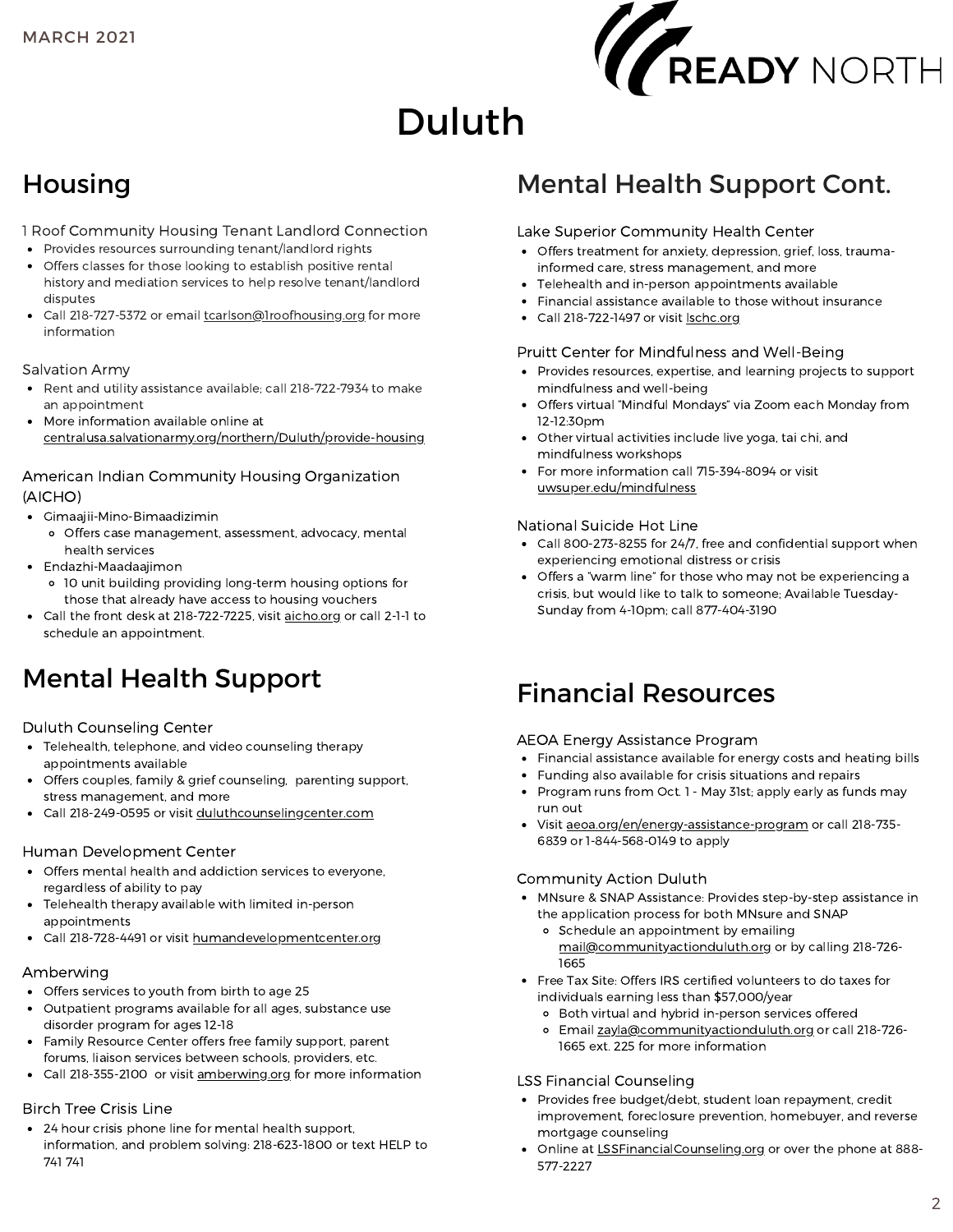MARCH 2021

# Duluth

## Housing

### 1 Roof Community Housing Tenant Landlord Connection

- Provides resources surrounding tenant/landlord rights
- Offers classes for those looking to establish positive rental history and mediation services to help resolve tenant/landlord disputes
- Call 218-727-5372 or email tcarlson@1roofhousing.org for more information

### Salvation Army

- Rent and utility assistance available; call 218-722-7934 to make an appointment
- More information available online at centralusa.salvationarmy.org/northern/Duluth/provide-housing

### American Indian Community Housing Organization (AICHO)

- Gimaajii-Mino-Bimaadizimin
  - Offers case management, assessment, advocacy, mental health services
- Endazhi-Maadaajimon
  - 10 unit building providing long-term housing options for those that already have access to housing vouchers
- Call the front desk at 218-722-7225, visit aicho.org or call 2-1-1 to schedule an appointment.

## Mental Health Support

### Duluth Counseling Center

- Telehealth, telephone, and video counseling therapy appointments available
- Offers couples, family & grief counseling, parenting support, stress management, and more
- Call 218-249-0595 or visit duluthcounselingcenter.com

### Human Development Center

- Offers mental health and addiction services to everyone, regardless of ability to pay
- Telehealth therapy available with limited in-person appointments
- Call 218-728-4491 or visit humandevelopmentcenter.org

### Amberwing

- Offers services to youth from birth to age 25
- Outpatient programs available for all ages, substance use disorder program for ages 12-18
- Family Resource Center offers free family support, parent forums, liaison services between schools, providers, etc.
- Call 218-355-2100 or visit amberwing.org for more information

### Birch Tree Crisis Line

- 24 hour crisis phone line for mental health support, information, and problem solving: 218-623-1800 or text HELP to 741 741

## Mental Health Support Cont.

### Lake Superior Community Health Center

- Offers treatment for anxiety, depression, grief, loss, trauma-informed care, stress management, and more
- Telehealth and in-person appointments available
- Financial assistance available to those without insurance
- Call 218-722-1497 or visit lschc.org

### Pruitt Center for Mindfulness and Well-Being

- Provides resources, expertise, and learning projects to support mindfulness and well-being
- Offers virtual "Mindful Mondays" via Zoom each Monday from 12-12:30pm
- Other virtual activities include live yoga, tai chi, and mindfulness workshops
- For more information call 715-394-8094 or visit uwsuper.edu/mindfulness

### National Suicide Hot Line

- Call 800-273-8255 for 24/7, free and confidential support when experiencing emotional distress or crisis
- Offers a "warm line" for those who may not be experiencing a crisis, but would like to talk to someone; Available Tuesday-Sunday from 4-10pm; call 877-404-3190

## Financial Resources

### AEOA Energy Assistance Program

- Financial assistance available for energy costs and heating bills
- Funding also available for crisis situations and repairs
- Program runs from Oct. 1 - May 31st; apply early as funds may run out
- Visit aeoa.org/en/energy-assistance-program or call 218-735-6839 or 1-844-568-0149 to apply

### Community Action Duluth

- MNsure & SNAP Assistance: Provides step-by-step assistance in the application process for both MNsure and SNAP
  - Schedule an appointment by emailing mail@communityactionduluth.org or by calling 218-726-1665
- Free Tax Site: Offers IRS certified volunteers to do taxes for individuals earning less than $57,000/year
  - Both virtual and hybrid in-person services offered
  - Email zayla@communityactionduluth.org or call 218-726-1665 ext. 225 for more information

### LSS Financial Counseling

- Provides free budget/debt, student loan repayment, credit improvement, foreclosure prevention, homebuyer, and reverse mortgage counseling
- Online at LSSFinancialCounseling.org or over the phone at 888-577-2227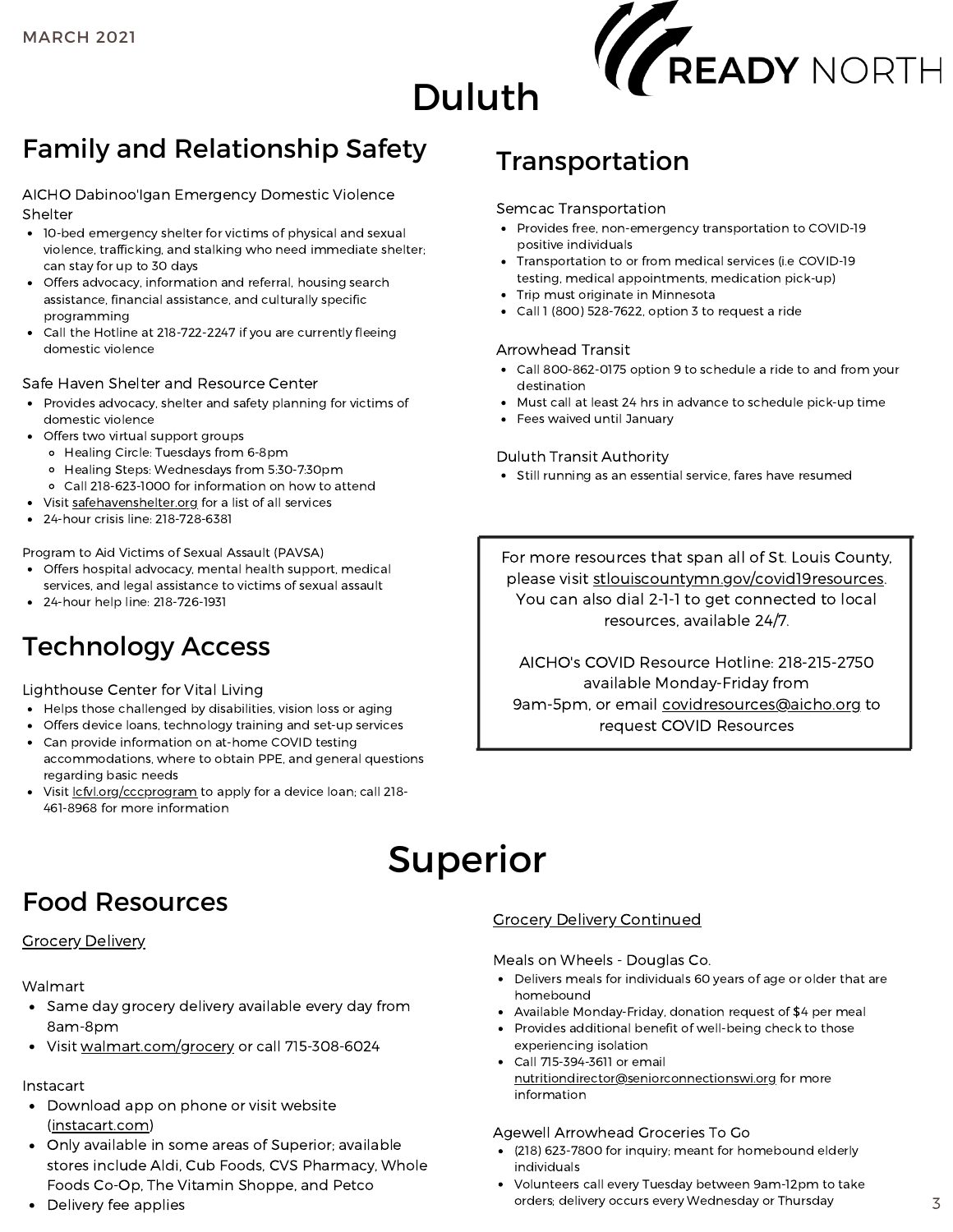MARCH 2021

READY NORTH

# Duluth

## Family and Relationship Safety

AICHO Dabinoo'Igan Emergency Domestic Violence Shelter

- 10-bed emergency shelter for victims of physical and sexual violence, trafficking, and stalking who need immediate shelter; can stay for up to 30 days
- Offers advocacy, information and referral, housing search assistance, financial assistance, and culturally specific programming
- Call the Hotline at 218-722-2247 if you are currently fleeing domestic violence

Safe Haven Shelter and Resource Center

- Provides advocacy, shelter and safety planning for victims of domestic violence
- Offers two virtual support groups
  - Healing Circle: Tuesdays from 6-8pm
  - Healing Steps: Wednesdays from 5:30-7:30pm
  - Call 218-623-1000 for information on how to attend
- Visit safehavenshelter.org for a list of all services
- 24-hour crisis line: 218-728-6381

Program to Aid Victims of Sexual Assault (PAVSA)

- Offers hospital advocacy, mental health support, medical services, and legal assistance to victims of sexual assault
- 24-hour help line: 218-726-1931

## Technology Access

Lighthouse Center for Vital Living

- Helps those challenged by disabilities, vision loss or aging
- Offers device loans, technology training and set-up services
- Can provide information on at-home COVID testing accommodations, where to obtain PPE, and general questions regarding basic needs
- Visit lcfvl.org/cccprogram to apply for a device loan; call 218-461-8968 for more information

## Transportation

Semcac Transportation

- Provides free, non-emergency transportation to COVID-19 positive individuals
- Transportation to or from medical services (i.e COVID-19 testing, medical appointments, medication pick-up)
- Trip must originate in Minnesota
- Call 1 (800) 528-7622, option 3 to request a ride

Arrowhead Transit

- Call 800-862-0175 option 9 to schedule a ride to and from your destination
- Must call at least 24 hrs in advance to schedule pick-up time
- Fees waived until January

Duluth Transit Authority

- Still running as an essential service, fares have resumed

For more resources that span all of St. Louis County, please visit stlouiscountymn.gov/covid19resources. You can also dial 2-1-1 to get connected to local resources, available 24/7.

AICHO's COVID Resource Hotline: 218-215-2750 available Monday-Friday from 9am-5pm, or email covidresources@aicho.org to request COVID Resources

# Superior

## Food Resources

Grocery Delivery

Walmart

- Same day grocery delivery available every day from 8am-8pm
- Visit walmart.com/grocery or call 715-308-6024

Instacart

- Download app on phone or visit website (instacart.com)
- Only available in some areas of Superior; available stores include Aldi, Cub Foods, CVS Pharmacy, Whole Foods Co-Op, The Vitamin Shoppe, and Petco
- Delivery fee applies

Grocery Delivery Continued

Meals on Wheels - Douglas Co.

- Delivers meals for individuals 60 years of age or older that are homebound
- Available Monday-Friday, donation request of $4 per meal
- Provides additional benefit of well-being check to those experiencing isolation
- Call 715-394-3611 or email nutritiondirector@seniorconnectionswi.org for more information

Agewell Arrowhead Groceries To Go

- (218) 623-7800 for inquiry; meant for homebound elderly individuals
- Volunteers call every Tuesday between 9am-12pm to take orders; delivery occurs every Wednesday or Thursday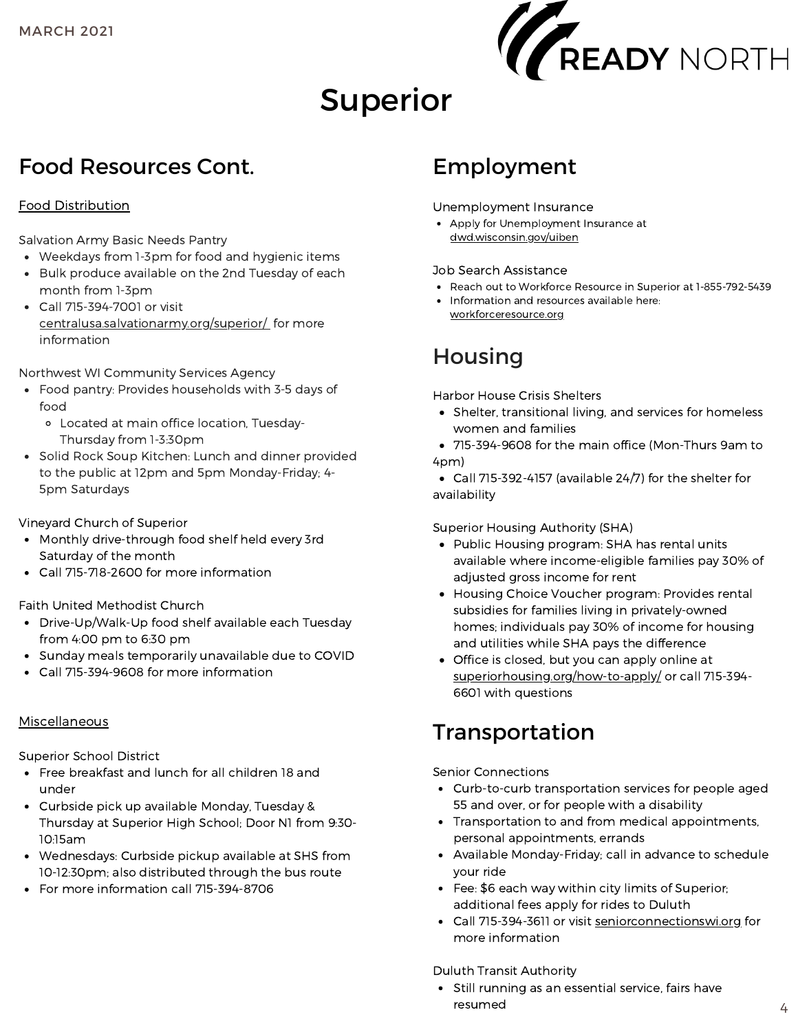# Superior

## Food Resources Cont.

### Food Distribution

Salvation Army Basic Needs Pantry

- Weekdays from 1-3pm for food and hygienic items
- Bulk produce available on the 2nd Tuesday of each month from 1-3pm
- Call 715-394-7001 or visit centralusa.salvationarmy.org/superior/ for more information

Northwest WI Community Services Agency

- Food pantry: Provides households with 3-5 days of food
  - Located at main office location, Tuesday-Thursday from 1-3:30pm
- Solid Rock Soup Kitchen: Lunch and dinner provided to the public at 12pm and 5pm Monday-Friday; 4-5pm Saturdays

Vineyard Church of Superior

- Monthly drive-through food shelf held every 3rd Saturday of the month
- Call 715-718-2600 for more information

Faith United Methodist Church

- Drive-Up/Walk-Up food shelf available each Tuesday from 4:00 pm to 6:30 pm
- Sunday meals temporarily unavailable due to COVID
- Call 715-394-9608 for more information

### Miscellaneous

Superior School District

- Free breakfast and lunch for all children 18 and under
- Curbside pick up available Monday, Tuesday & Thursday at Superior High School; Door N1 from 9:30-10:15am
- Wednesdays: Curbside pickup available at SHS from 10-12:30pm; also distributed through the bus route
- For more information call 715-394-8706

## Employment

Unemployment Insurance

- Apply for Unemployment Insurance at dwd.wisconsin.gov/uiben

Job Search Assistance

- Reach out to Workforce Resource in Superior at 1-855-792-5439
- Information and resources available here: workforceresource.org

## Housing

Harbor House Crisis Shelters

- Shelter, transitional living, and services for homeless women and families
- 715-394-9608 for the main office (Mon-Thurs 9am to 4pm)
- Call 715-392-4157 (available 24/7) for the shelter for availability

Superior Housing Authority (SHA)

- Public Housing program: SHA has rental units available where income-eligible families pay 30% of adjusted gross income for rent
- Housing Choice Voucher program: Provides rental subsidies for families living in privately-owned homes; individuals pay 30% of income for housing and utilities while SHA pays the difference
- Office is closed, but you can apply online at superiorhousing.org/how-to-apply/ or call 715-394-6601 with questions

## Transportation

Senior Connections

- Curb-to-curb transportation services for people aged 55 and over, or for people with a disability
- Transportation to and from medical appointments, personal appointments, errands
- Available Monday-Friday; call in advance to schedule your ride
- Fee: $6 each way within city limits of Superior; additional fees apply for rides to Duluth
- Call 715-394-3611 or visit seniorconnectionswi.org for more information

Duluth Transit Authority

- Still running as an essential service, fairs have resumed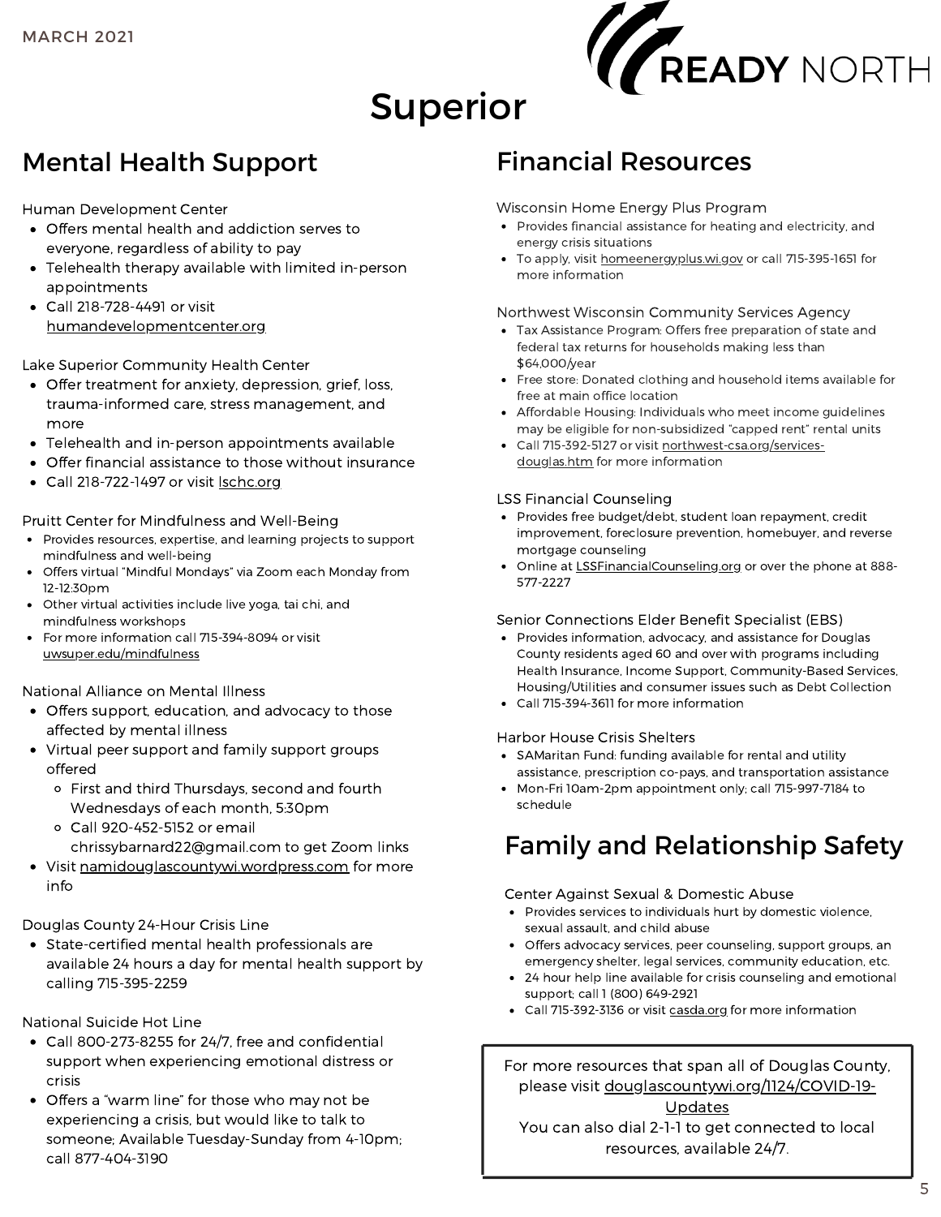MARCH 2021

# Superior

## Mental Health Support

Human Development Center

- Offers mental health and addiction serves to everyone, regardless of ability to pay
- Telehealth therapy available with limited in-person appointments
- Call 218-728-4491 or visit humandevelopmentcenter.org

Lake Superior Community Health Center

- Offer treatment for anxiety, depression, grief, loss, trauma-informed care, stress management, and more
- Telehealth and in-person appointments available
- Offer financial assistance to those without insurance
- Call 218-722-1497 or visit lschc.org

Pruitt Center for Mindfulness and Well-Being

- Provides resources, expertise, and learning projects to support mindfulness and well-being
- Offers virtual "Mindful Mondays" via Zoom each Monday from 12-12:30pm
- Other virtual activities include live yoga, tai chi, and mindfulness workshops
- For more information call 715-394-8094 or visit uwsuper.edu/mindfulness

National Alliance on Mental Illness

- Offers support, education, and advocacy to those affected by mental illness
- Virtual peer support and family support groups offered
  - First and third Thursdays, second and fourth Wednesdays of each month, 5:30pm
  - Call 920-452-5152 or email chrissybarnard22@gmail.com to get Zoom links
- Visit namidouglascountywi.wordpress.com for more info

Douglas County 24-Hour Crisis Line

- State-certified mental health professionals are available 24 hours a day for mental health support by calling 715-395-2259

National Suicide Hot Line

- Call 800-273-8255 for 24/7, free and confidential support when experiencing emotional distress or crisis
- Offers a "warm line" for those who may not be experiencing a crisis, but would like to talk to someone; Available Tuesday-Sunday from 4-10pm; call 877-404-3190

## Financial Resources

Wisconsin Home Energy Plus Program

- Provides financial assistance for heating and electricity, and energy crisis situations
- To apply, visit homeenergyplus.wi.gov or call 715-395-1651 for more information

Northwest Wisconsin Community Services Agency

- Tax Assistance Program: Offers free preparation of state and federal tax returns for households making less than $64,000/year
- Free store: Donated clothing and household items available for free at main office location
- Affordable Housing: Individuals who meet income guidelines may be eligible for non-subsidized "capped rent" rental units
- Call 715-392-5127 or visit northwest-csa.org/services-douglas.htm for more information

LSS Financial Counseling

- Provides free budget/debt, student loan repayment, credit improvement, foreclosure prevention, homebuyer, and reverse mortgage counseling
- Online at LSSFinancialCounseling.org or over the phone at 888-577-2227

Senior Connections Elder Benefit Specialist (EBS)

- Provides information, advocacy, and assistance for Douglas County residents aged 60 and over with programs including Health Insurance, Income Support, Community-Based Services, Housing/Utilities and consumer issues such as Debt Collection
- Call 715-394-3611 for more information

Harbor House Crisis Shelters

- SAMaritan Fund: funding available for rental and utility assistance, prescription co-pays, and transportation assistance
- Mon-Fri 10am-2pm appointment only; call 715-997-7184 to schedule

## Family and Relationship Safety

Center Against Sexual & Domestic Abuse

- Provides services to individuals hurt by domestic violence, sexual assault, and child abuse
- Offers advocacy services, peer counseling, support groups, an emergency shelter, legal services, community education, etc.
- 24 hour help line available for crisis counseling and emotional support; call 1 (800) 649-2921
- Call 715-392-3136 or visit casda.org for more information

For more resources that span all of Douglas County, please visit douglascountywi.org/1124/COVID-19-Updates

You can also dial 2-1-1 to get connected to local resources, available 24/7.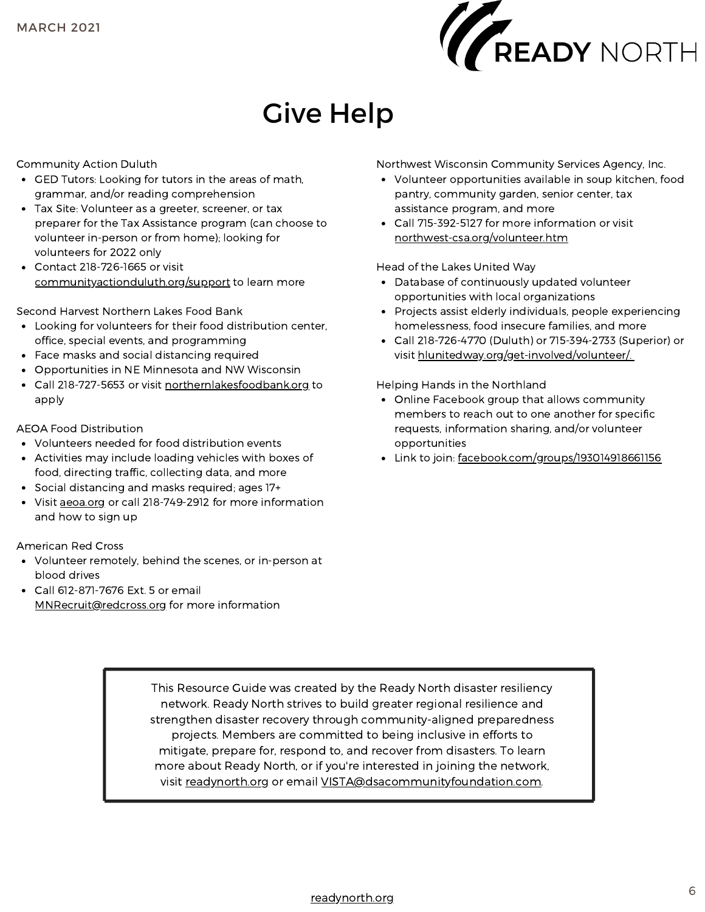# Give Help

Community Action Duluth

- GED Tutors: Looking for tutors in the areas of math, grammar, and/or reading comprehension
- Tax Site: Volunteer as a greeter, screener, or tax preparer for the Tax Assistance program (can choose to volunteer in-person or from home); looking for volunteers for 2022 only
- Contact 218-726-1665 or visit communityactionduluth.org/support to learn more

Second Harvest Northern Lakes Food Bank

- Looking for volunteers for their food distribution center, office, special events, and programming
- Face masks and social distancing required
- Opportunities in NE Minnesota and NW Wisconsin
- Call 218-727-5653 or visit northernlakesfoodbank.org to apply

AEOA Food Distribution

- Volunteers needed for food distribution events
- Activities may include loading vehicles with boxes of food, directing traffic, collecting data, and more
- Social distancing and masks required; ages 17+
- Visit aeoa.org or call 218-749-2912 for more information and how to sign up

American Red Cross

- Volunteer remotely, behind the scenes, or in-person at blood drives
- Call 612-871-7676 Ext. 5 or email MNRecruit@redcross.org for more information

Northwest Wisconsin Community Services Agency, Inc.

- Volunteer opportunities available in soup kitchen, food pantry, community garden, senior center, tax assistance program, and more
- Call 715-392-5127 for more information or visit northwest-csa.org/volunteer.htm

Head of the Lakes United Way

- Database of continuously updated volunteer opportunities with local organizations
- Projects assist elderly individuals, people experiencing homelessness, food insecure families, and more
- Call 218-726-4770 (Duluth) or 715-394-2733 (Superior) or visit hlunitedway.org/get-involved/volunteer/.

Helping Hands in the Northland

- Online Facebook group that allows community members to reach out to one another for specific requests, information sharing, and/or volunteer opportunities
- Link to join: facebook.com/groups/193014918661156

This Resource Guide was created by the Ready North disaster resiliency network. Ready North strives to build greater regional resilience and strengthen disaster recovery through community-aligned preparedness projects. Members are committed to being inclusive in efforts to mitigate, prepare for, respond to, and recover from disasters. To learn more about Ready North, or if you're interested in joining the network, visit readynorth.org or email VISTA@dsacommunityfoundation.com.